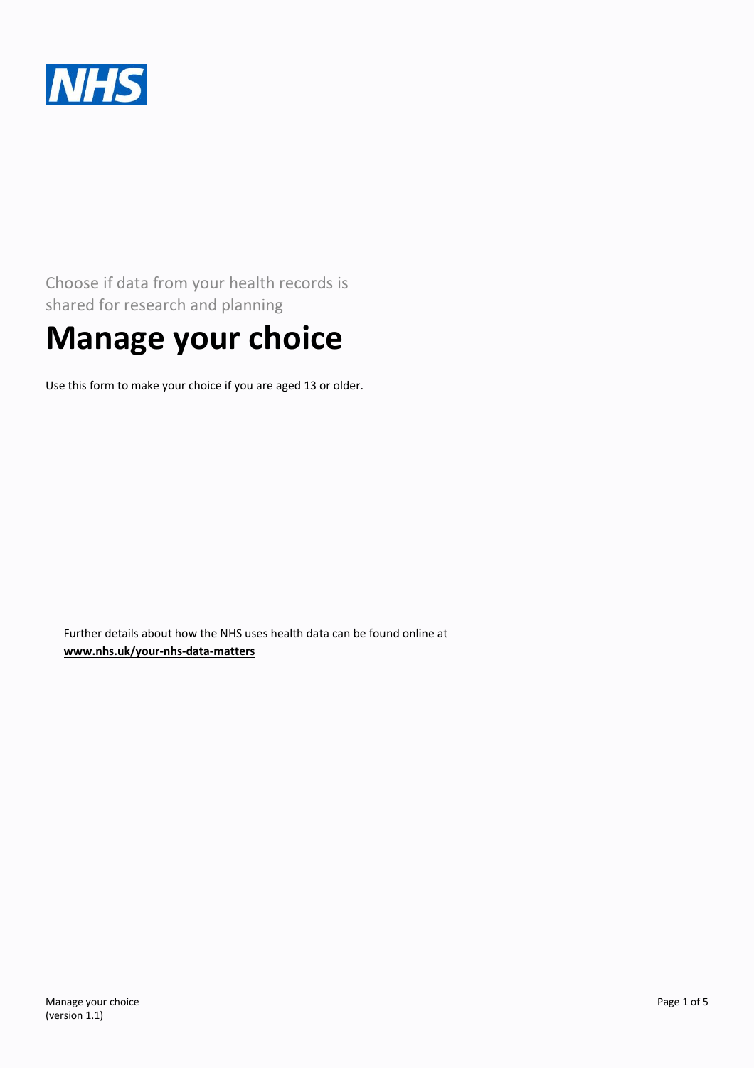NHS

Choose if data from your health records is shared for research and planning

# Manage your choice

Use this form to make your choice if you are aged 13 or older.

Further details about how the NHS uses health data can be found online at **www.nhs.uk/your-nhs-data-matters**

Manage your choice
(version 1.1)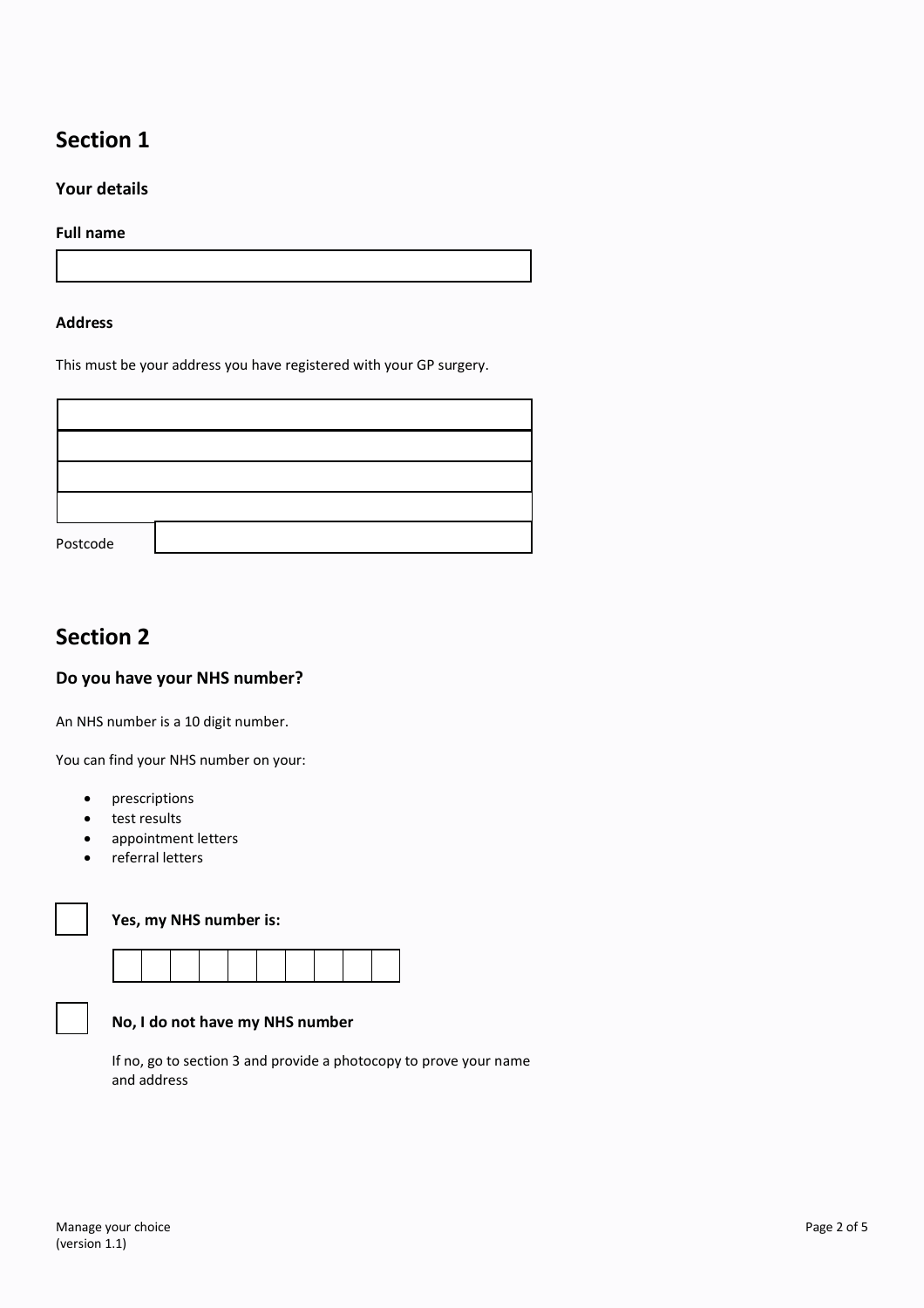# Section 1

## Your details

**Full name**

**Address**

This must be your address you have registered with your GP surgery.

Postcode

# Section 2

## Do you have your NHS number?

An NHS number is a 10 digit number.

You can find your NHS number on your:

- prescriptions
- test results
- appointment letters
- referral letters

☐ **Yes, my NHS number is:**

☐ **No, I do not have my NHS number**

If no, go to section 3 and provide a photocopy to prove your name and address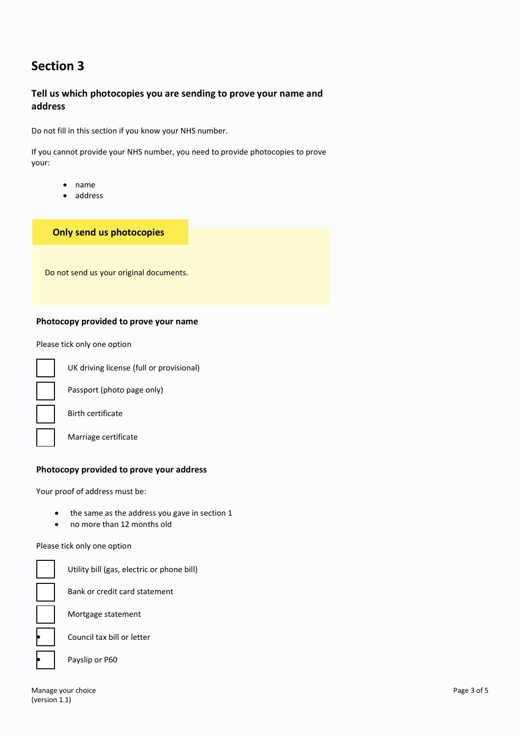## Section 3

### Tell us which photocopies you are sending to prove your name and address

Do not fill in this section if you know your NHS number.

If you cannot provide your NHS number, you need to provide photocopies to prove your:

- name
- address

**Only send us photocopies**

Do not send us your original documents.

#### Photocopy provided to prove your name

Please tick only one option

- [ ] UK driving license (full or provisional)
- [ ] Passport (photo page only)
- [ ] Birth certificate
- [ ] Marriage certificate

#### Photocopy provided to prove your address

Your proof of address must be:

- the same as the address you gave in section 1
- no more than 12 months old

Please tick only one option

- [ ] Utility bill (gas, electric or phone bill)
- [ ] Bank or credit card statement
- [ ] Mortgage statement
- [ ] Council tax bill or letter
- [ ] Payslip or P60

Manage your choice
(version 1.1)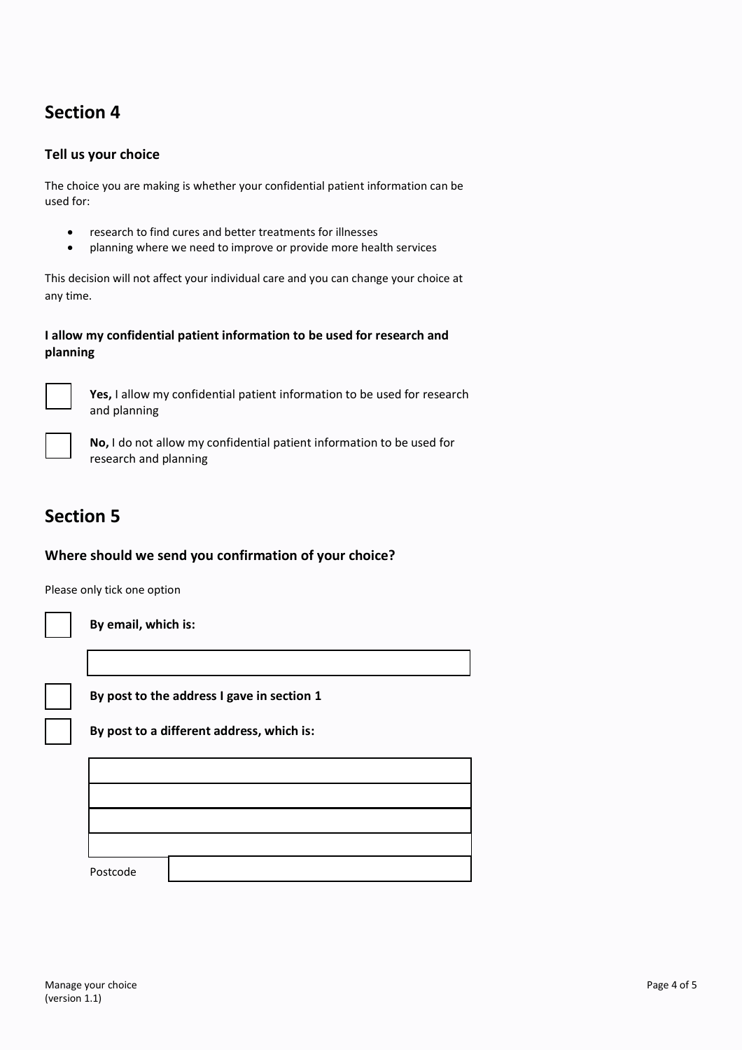## Section 4

### Tell us your choice

The choice you are making is whether your confidential patient information can be used for:

- research to find cures and better treatments for illnesses
- planning where we need to improve or provide more health services

This decision will not affect your individual care and you can change your choice at any time.

**I allow my confidential patient information to be used for research and planning**

☐ **Yes,** I allow my confidential patient information to be used for research and planning

☐ **No,** I do not allow my confidential patient information to be used for research and planning

## Section 5

### Where should we send you confirmation of your choice?

Please only tick one option

☐ **By email, which is:**

☐ **By post to the address I gave in section 1**

☐ **By post to a different address, which is:**

Postcode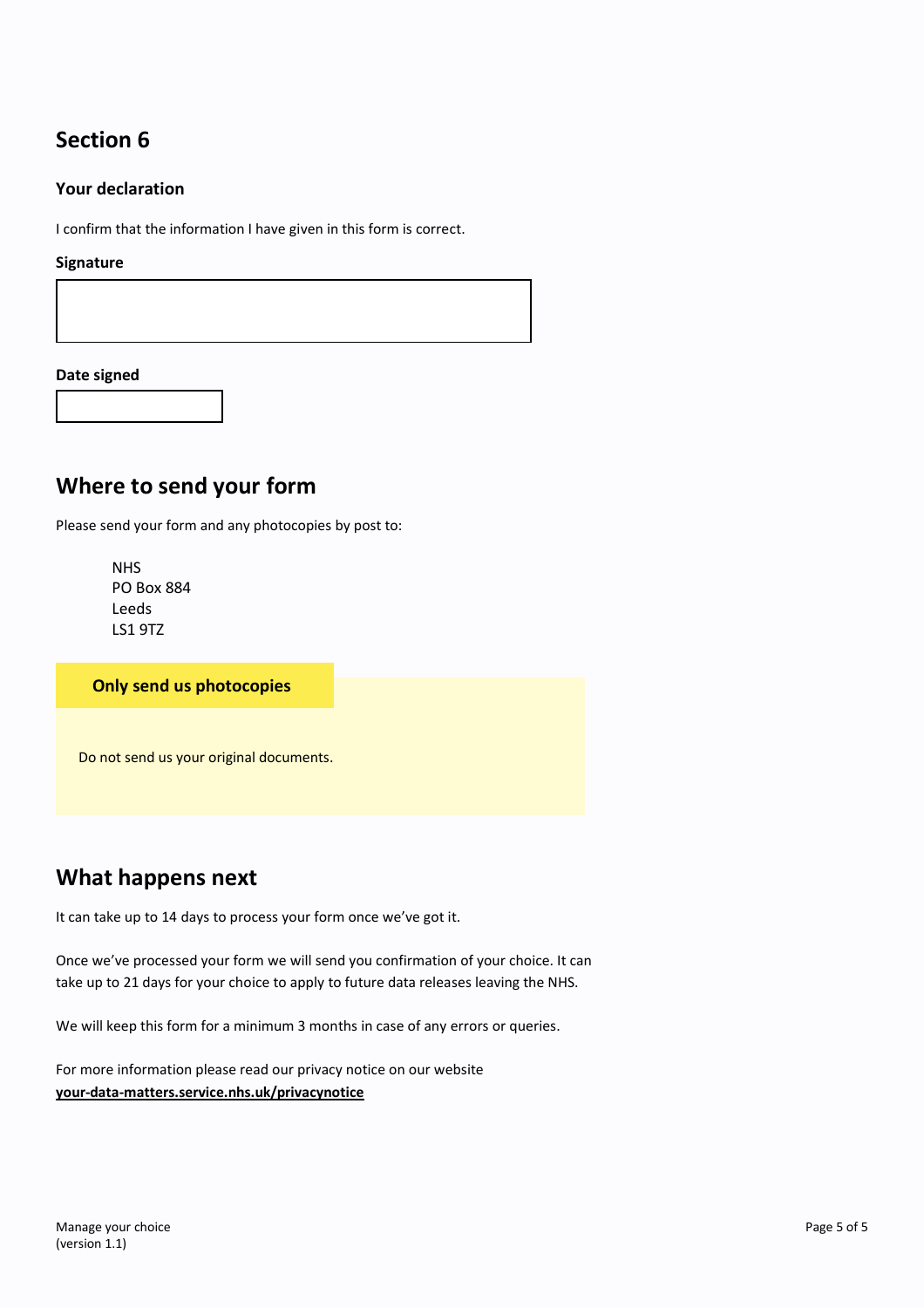## Section 6

### Your declaration

I confirm that the information I have given in this form is correct.

**Signature**

**Date signed**

## Where to send your form

Please send your form and any photocopies by post to:

NHS
PO Box 884
Leeds
LS1 9TZ

**Only send us photocopies**

Do not send us your original documents.

## What happens next

It can take up to 14 days to process your form once we've got it.

Once we've processed your form we will send you confirmation of your choice. It can take up to 21 days for your choice to apply to future data releases leaving the NHS.

We will keep this form for a minimum 3 months in case of any errors or queries.

For more information please read our privacy notice on our website
**your-data-matters.service.nhs.uk/privacynotice**

Manage your choice
(version 1.1)